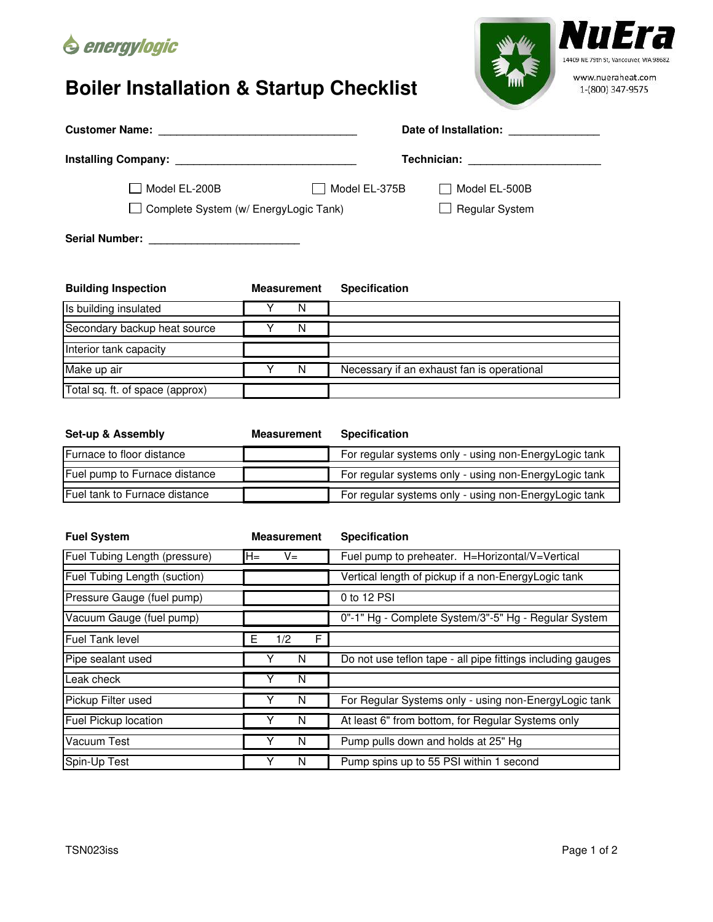energylogic

# Boiler Installation & Startup Checklist

NuEra
14409 NE 79th St, Vancouver, WA 98682
www.nueraheat.com
1-(800) 347-9575

**Customer Name:** ______________________________ **Date of Installation:** ______________

**Installing Company:** ____________________________ **Technician:** ____________________

☐ Model EL-200B ☐ Model EL-375B ☐ Model EL-500B

☐ Complete System (w/ EnergyLogic Tank) ☐ Regular System

**Serial Number:** ______________________

| Building Inspection | Measurement | Specification |
|---|---|---|
| Is building insulated | Y N | |
| Secondary backup heat source | Y N | |
| Interior tank capacity | | |
| Make up air | Y N | Necessary if an exhaust fan is operational |
| Total sq. ft. of space (approx) | | |

| Set-up & Assembly | Measurement | Specification |
|---|---|---|
| Furnace to floor distance | | For regular systems only - using non-EnergyLogic tank |
| Fuel pump to Furnace distance | | For regular systems only - using non-EnergyLogic tank |
| Fuel tank to Furnace distance | | For regular systems only - using non-EnergyLogic tank |

| Fuel System | Measurement | Specification |
|---|---|---|
| Fuel Tubing Length (pressure) | H= V= | Fuel pump to preheater. H=Horizontal/V=Vertical |
| Fuel Tubing Length (suction) | | Vertical length of pickup if a non-EnergyLogic tank |
| Pressure Gauge (fuel pump) | | 0 to 12 PSI |
| Vacuum Gauge (fuel pump) | | 0"-1" Hg - Complete System/3"-5" Hg - Regular System |
| Fuel Tank level | E 1/2 F | |
| Pipe sealant used | Y N | Do not use teflon tape - all pipe fittings including gauges |
| Leak check | Y N | |
| Pickup Filter used | Y N | For Regular Systems only - using non-EnergyLogic tank |
| Fuel Pickup location | Y N | At least 6" from bottom, for Regular Systems only |
| Vacuum Test | Y N | Pump pulls down and holds at 25" Hg |
| Spin-Up Test | Y N | Pump spins up to 55 PSI within 1 second |

TSN023iss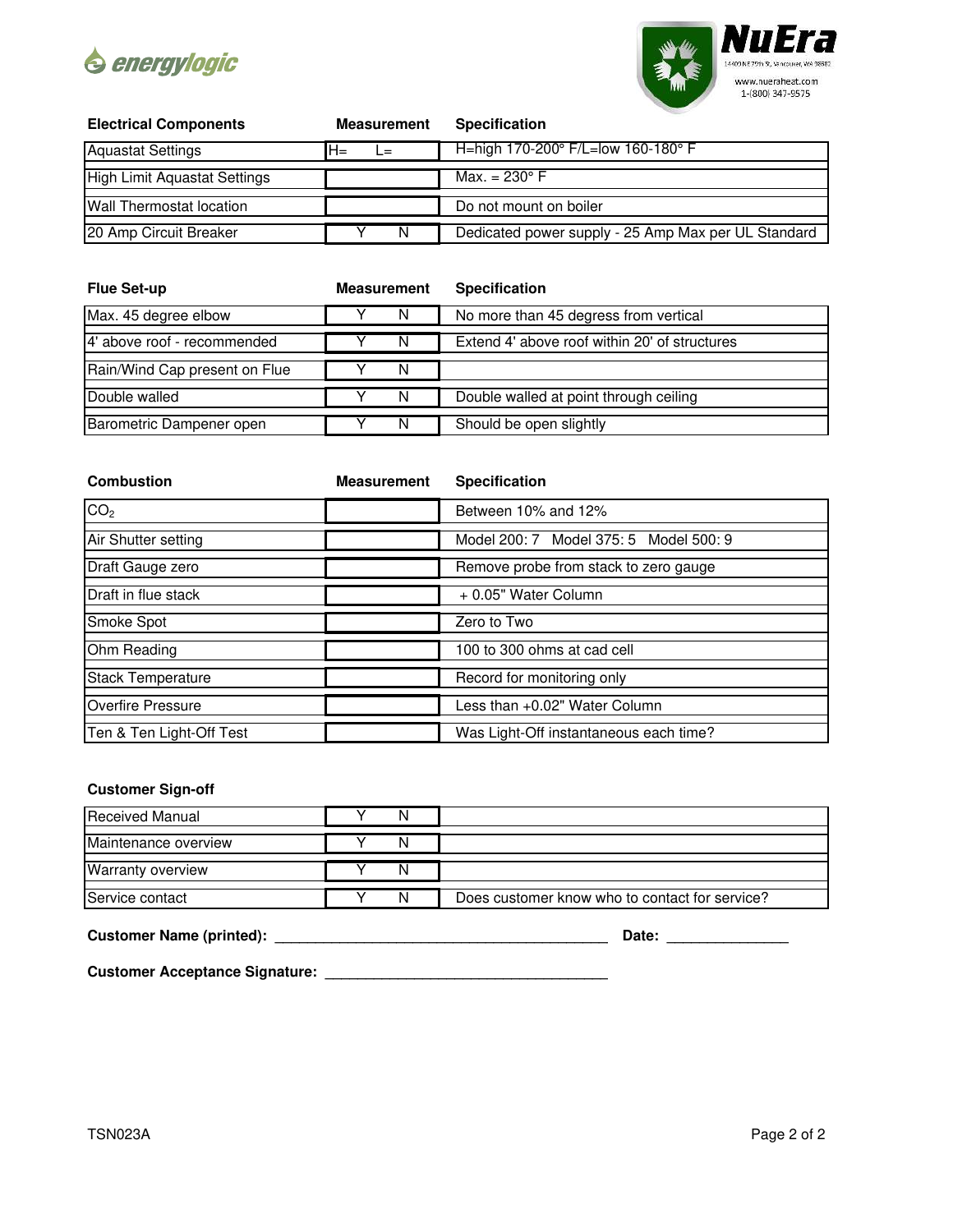energylogic

NuEra
14409 NE 72nd St, Vancouver, WA 98682
www.nueraheat.com
1-(800) 347-9575

| Electrical Components | Measurement | Specification |
|---|---|---|
| Aquastat Settings | H= L= | H=high 170-200° F/L=low 160-180° F |
| High Limit Aquastat Settings | | Max. = 230° F |
| Wall Thermostat location | | Do not mount on boiler |
| 20 Amp Circuit Breaker | Y N | Dedicated power supply - 25 Amp Max per UL Standard |

| Flue Set-up | Measurement | Specification |
|---|---|---|
| Max. 45 degree elbow | Y N | No more than 45 degress from vertical |
| 4' above roof - recommended | Y N | Extend 4' above roof within 20' of structures |
| Rain/Wind Cap present on Flue | Y N | |
| Double walled | Y N | Double walled at point through ceiling |
| Barometric Dampener open | Y N | Should be open slightly |

| Combustion | Measurement | Specification |
|---|---|---|
| $CO_2$ | | Between 10% and 12% |
| Air Shutter setting | | Model 200: 7 Model 375: 5 Model 500: 9 |
| Draft Gauge zero | | Remove probe from stack to zero gauge |
| Draft in flue stack | | + 0.05" Water Column |
| Smoke Spot | | Zero to Two |
| Ohm Reading | | 100 to 300 ohms at cad cell |
| Stack Temperature | | Record for monitoring only |
| Overfire Pressure | | Less than +0.02" Water Column |
| Ten & Ten Light-Off Test | | Was Light-Off instantaneous each time? |

**Customer Sign-off**

| | | |
|---|---|---|
| Received Manual | Y N | |
| Maintenance overview | Y N | |
| Warranty overview | Y N | |
| Service contact | Y N | Does customer know who to contact for service? |

**Customer Name (printed):** ________________________________________ **Date:** ______________

**Customer Acceptance Signature:** __________________________________

TSN023A